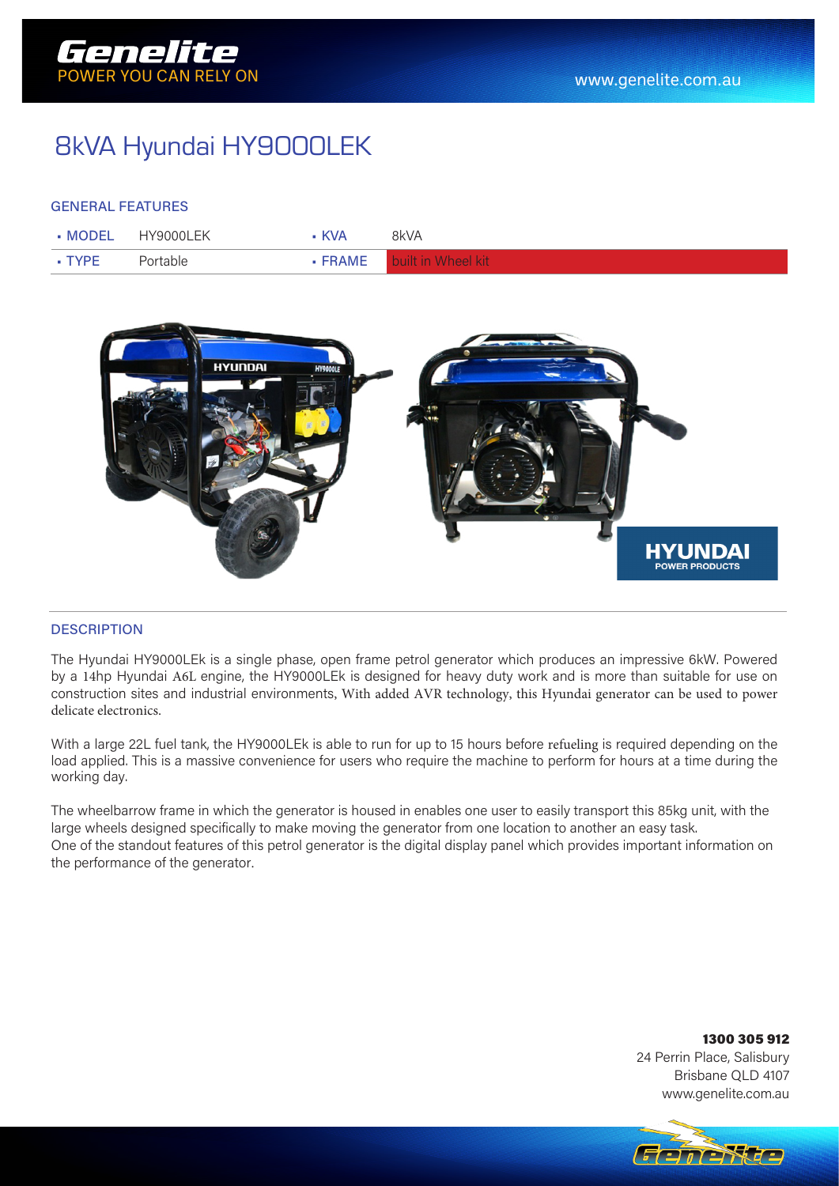# 8kVA Hyundai HY9000LEK

## GENERAL FEATURES

| | | | |
|---|---|---|---|
| MODEL | HY9000LEK | KVA | 8kVA |
| TYPE | Portable | FRAME | built in Wheel kit |

## DESCRIPTION

The Hyundai HY9000LEk is a single phase, open frame petrol generator which produces an impressive 6kW. Powered by a 14hp Hyundai A6L engine, the HY9000LEk is designed for heavy duty work and is more than suitable for use on construction sites and industrial environments, With added AVR technology, this Hyundai generator can be used to power delicate electronics.

With a large 22L fuel tank, the HY9000LEk is able to run for up to 15 hours before refueling is required depending on the load applied. This is a massive convenience for users who require the machine to perform for hours at a time during the working day.

The wheelbarrow frame in which the generator is housed in enables one user to easily transport this 85kg unit, with the large wheels designed specifically to make moving the generator from one location to another an easy task.
One of the standout features of this petrol generator is the digital display panel which provides important information on the performance of the generator.

**1300 305 912**
24 Perrin Place, Salisbury
Brisbane QLD 4107
www.genelite.com.au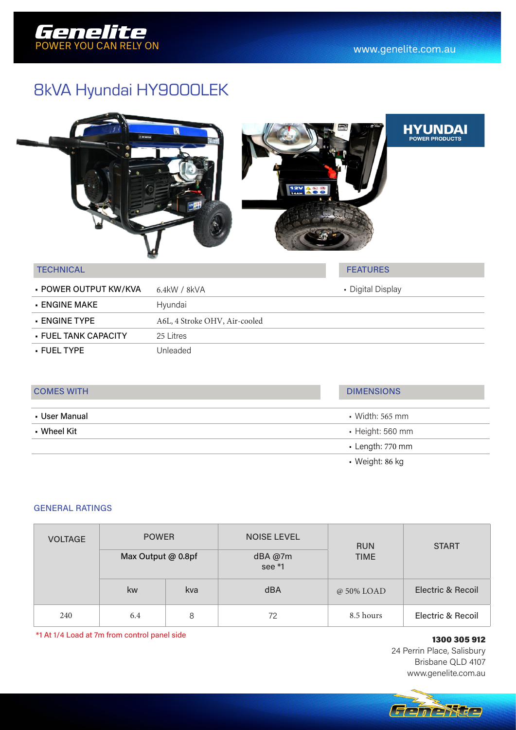# Genelite

POWER YOU CAN RELY ON

www.genelite.com.au

# 8kVA Hyundai HY9000LEK

## TECHNICAL

| | |
|---|---|
| ▪ POWER OUTPUT KW/KVA | 6.4kW / 8kVA |
| ▪ ENGINE MAKE | Hyundai |
| ▪ ENGINE TYPE | A6L, 4 Stroke OHV, Air-cooled |
| ▪ FUEL TANK CAPACITY | 25 Litres |
| ▪ FUEL TYPE | Unleaded |

## FEATURES

- Digital Display

## COMES WITH

- User Manual
- Wheel Kit

## DIMENSIONS

- Width: 565 mm
- Height: 560 mm
- Length: 770 mm
- Weight: 86 kg

## GENERAL RATINGS

| VOLTAGE | POWER | | NOISE LEVEL | RUN TIME | START |
|---|---|---|---|---|---|
| | Max Output @ 0.8pf | | dBA @7m see *1 | | |
| | kw | kva | dBA | @ 50% LOAD | Electric & Recoil |
| 240 | 6.4 | 8 | 72 | 8.5 hours | Electric & Recoil |

*1 At 1/4 Load at 7m from control panel side

**1300 305 912**
24 Perrin Place, Salisbury
Brisbane QLD 4107
www.genelite.com.au